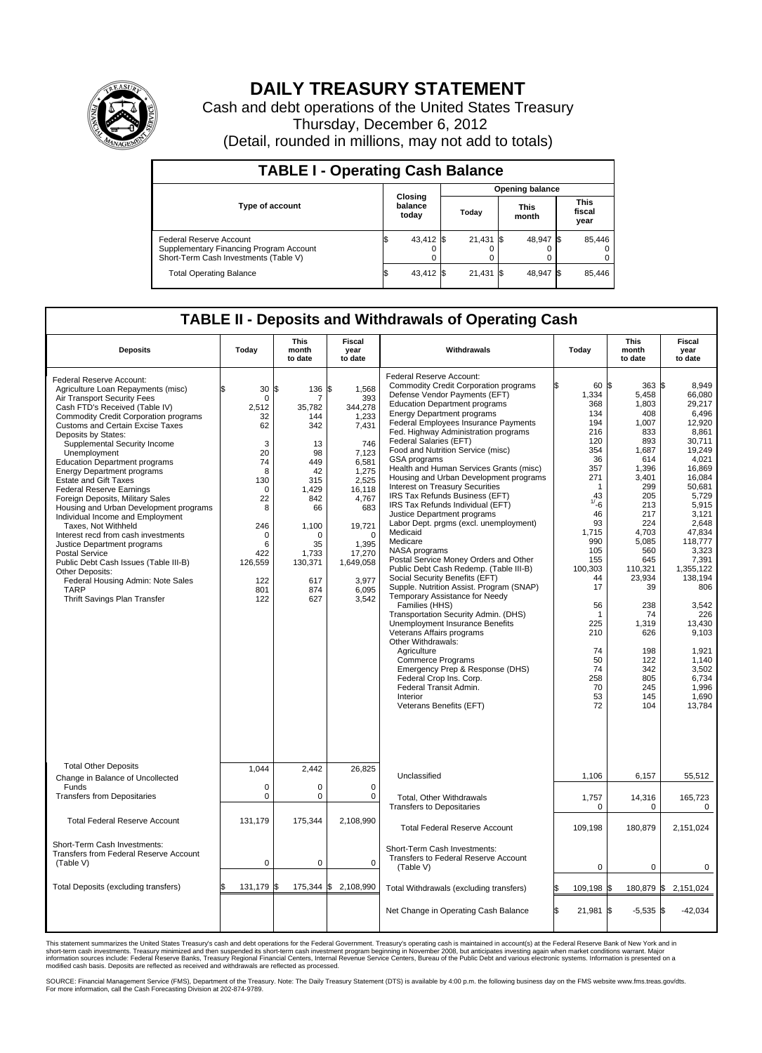# DAILY TREASURY STATEMENT

Cash and debt operations of the United States Treasury

Thursday, December 6, 2012

(Detail, rounded in millions, may not add to totals)

## TABLE I - Operating Cash Balance

| Type of account | Closing balance today | Opening balance Today | Opening balance This month | Opening balance This fiscal year |
|---|---|---|---|---|
| Federal Reserve Account | $ 43,412 | $ 21,431 | $ 48,947 | $ 85,446 |
| Supplementary Financing Program Account | 0 | 0 | 0 | 0 |
| Short-Term Cash Investments (Table V) | 0 | 0 | 0 | 0 |
| Total Operating Balance | $ 43,412 | $ 21,431 | $ 48,947 | $ 85,446 |

## TABLE II - Deposits and Withdrawals of Operating Cash

| Deposits | Today | This month to date | Fiscal year to date | Withdrawals | Today | This month to date | Fiscal year to date |
|---|---|---|---|---|---|---|---|
| Federal Reserve Account: | | | | Federal Reserve Account: | | | |
| Agriculture Loan Repayments (misc) | $ 30 | $ 136 | $ 1,568 | Commodity Credit Corporation programs | $ 60 | $ 363 | $ 8,949 |
| Air Transport Security Fees | 0 | 7 | 393 | Defense Vendor Payments (EFT) | 1,334 | 5,458 | 66,080 |
| Cash FTD's Received (Table IV) | 2,512 | 35,782 | 344,278 | Education Department programs | 368 | 1,803 | 29,217 |
| Commodity Credit Corporation programs | 32 | 144 | 1,233 | Energy Department programs | 134 | 408 | 6,496 |
| Customs and Certain Excise Taxes | 62 | 342 | 7,431 | Federal Employees Insurance Payments | 194 | 1,007 | 12,920 |
| Deposits by States: | | | | Fed. Highway Administration programs | 216 | 833 | 8,861 |
| Supplemental Security Income | 3 | 13 | 746 | Federal Salaries (EFT) | 120 | 893 | 30,711 |
| Unemployment | 20 | 98 | 7,123 | Food and Nutrition Service (misc) | 354 | 1,687 | 19,249 |
| Education Department programs | 74 | 449 | 6,581 | GSA programs | 36 | 614 | 4,021 |
| Energy Department programs | 8 | 42 | 1,275 | Health and Human Services Grants (misc) | 357 | 1,396 | 16,869 |
| Estate and Gift Taxes | 130 | 315 | 2,525 | Housing and Urban Development programs | 271 | 3,401 | 16,084 |
| Federal Reserve Earnings | 0 | 1,429 | 16,118 | Interest on Treasury Securities | 1 | 299 | 50,681 |
| Foreign Deposits, Military Sales | 22 | 842 | 4,767 | IRS Tax Refunds Business (EFT) | 43 | 205 | 5,729 |
| Housing and Urban Development programs | 8 | 66 | 683 | IRS Tax Refunds Individual (EFT) | 1/ -6 | 213 | 5,915 |
| Individual Income and Employment Taxes, Not Withheld | 246 | 1,100 | 19,721 | Justice Department programs | 46 | 217 | 3,121 |
| Interest recd from cash investments | 0 | 0 | 0 | Labor Dept. prgms (excl. unemployment) | 93 | 224 | 2,648 |
| Justice Department programs | 6 | 35 | 1,395 | Medicaid | 1,715 | 4,703 | 47,834 |
| Postal Service | 422 | 1,733 | 17,270 | Medicare | 990 | 5,085 | 118,777 |
| Public Debt Cash Issues (Table III-B) | 126,559 | 130,371 | 1,649,058 | NASA programs | 105 | 560 | 3,323 |
| Other Deposits: | | | | Postal Service Money Orders and Other | 155 | 645 | 7,391 |
| Federal Housing Admin: Note Sales | 122 | 617 | 3,977 | Public Debt Cash Redemp. (Table III-B) | 100,303 | 110,321 | 1,355,122 |
| TARP | 801 | 874 | 6,095 | Social Security Benefits (EFT) | 44 | 23,934 | 138,194 |
| Thrift Savings Plan Transfer | 122 | 627 | 3,542 | Supple. Nutrition Assist. Program (SNAP) | 17 | 39 | 806 |
| | | | | Temporary Assistance for Needy Families (HHS) | 56 | 238 | 3,542 |
| | | | | Transportation Security Admin. (DHS) | 1 | 74 | 226 |
| | | | | Unemployment Insurance Benefits | 225 | 1,319 | 13,430 |
| | | | | Veterans Affairs programs | 210 | 626 | 9,103 |
| | | | | Other Withdrawals: | | | |
| | | | | Agriculture | 74 | 198 | 1,921 |
| | | | | Commerce Programs | 50 | 122 | 1,140 |
| | | | | Emergency Prep & Response (DHS) | 74 | 342 | 3,502 |
| | | | | Federal Crop Ins. Corp. | 258 | 805 | 6,734 |
| | | | | Federal Transit Admin. | 70 | 245 | 1,996 |
| | | | | Interior | 53 | 145 | 1,690 |
| | | | | Veterans Benefits (EFT) | 72 | 104 | 13,784 |
| Total Other Deposits | 1,044 | 2,442 | 26,825 | Unclassified | 1,106 | 6,157 | 55,512 |
| Change in Balance of Uncollected Funds | 0 | 0 | 0 | | | | |
| Transfers from Depositaries | 0 | 0 | 0 | Total, Other Withdrawals | 1,757 | 14,316 | 165,723 |
| | | | | Transfers to Depositaries | 0 | 0 | 0 |
| Total Federal Reserve Account | 131,179 | 175,344 | 2,108,990 | Total Federal Reserve Account | 109,198 | 180,879 | 2,151,024 |
| Short-Term Cash Investments: Transfers from Federal Reserve Account (Table V) | 0 | 0 | 0 | Short-Term Cash Investments: Transfers to Federal Reserve Account (Table V) | 0 | 0 | 0 |
| Total Deposits (excluding transfers) | $ 131,179 | $ 175,344 | $ 2,108,990 | Total Withdrawals (excluding transfers) | $ 109,198 | $ 180,879 | $ 2,151,024 |
| | | | | Net Change in Operating Cash Balance | $ 21,981 | $ -5,535 | $ -42,034 |

This statement summarizes the United States Treasury's cash and debt operations for the Federal Government. Treasury's operating cash is maintained in account(s) at the Federal Reserve Bank of New York and in short-term cash investments. Treasury minimized and then suspended its short-term cash investment program beginning in November 2008, but anticipates investing again when market conditions warrant. Major information sources include: Federal Reserve Banks, Treasury Regional Financial Centers, Internal Revenue Service Centers, Bureau of the Public Debt and various electronic systems. Information is presented on a modified cash basis. Deposits are reflected as received and withdrawals are reflected as processed.

SOURCE: Financial Management Service (FMS), Department of the Treasury. Note: The Daily Treasury Statement (DTS) is available by 4:00 p.m. the following business day on the FMS website www.fms.treas.gov/dts. For more information, call the Cash Forecasting Division at 202-874-9789.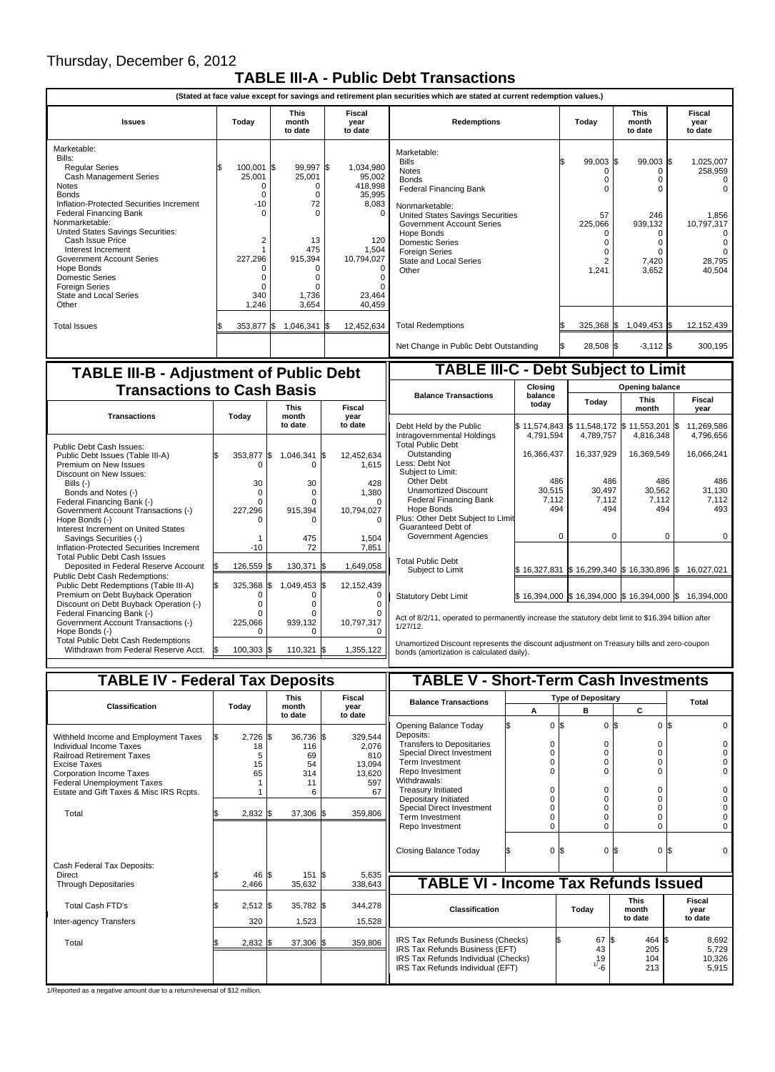Thursday, December 6, 2012

# TABLE III-A - Public Debt Transactions

(Stated at face value except for savings and retirement plan securities which are stated at current redemption values.)

| Issues | Today | This month to date | Fiscal year to date |
|---|---|---|---|
| Marketable: | | | |
| Bills: | | | |
| Regular Series | $ 100,001 | $ 99,997 | $ 1,034,980 |
| Cash Management Series | 25,001 | 25,001 | 95,002 |
| Notes | 0 | 0 | 418,998 |
| Bonds | 0 | 0 | 35,995 |
| Inflation-Protected Securities Increment | -10 | 72 | 8,083 |
| Federal Financing Bank | 0 | 0 | 0 |
| Nonmarketable: | | | |
| United States Savings Securities: | | | |
| Cash Issue Price | 2 | 13 | 120 |
| Interest Increment | 1 | 475 | 1,504 |
| Government Account Series | 227,296 | 915,394 | 10,794,027 |
| Hope Bonds | 0 | 0 | 0 |
| Domestic Series | 0 | 0 | 0 |
| Foreign Series | 0 | 0 | 0 |
| State and Local Series | 340 | 1,736 | 23,464 |
| Other | 1,246 | 3,654 | 40,459 |
| Total Issues | $ 353,877 | $ 1,046,341 | $ 12,452,634 |

| Redemptions | Today | This month to date | Fiscal year to date |
|---|---|---|---|
| Marketable: | | | |
| Bills | $ 99,003 | $ 99,003 | $ 1,025,007 |
| Notes | 0 | 0 | 258,959 |
| Bonds | 0 | 0 | 0 |
| Federal Financing Bank | 0 | 0 | 0 |
| Nonmarketable: | | | |
| United States Savings Securities | 57 | 246 | 1,856 |
| Government Account Series | 225,066 | 939,132 | 10,797,317 |
| Hope Bonds | 0 | 0 | 0 |
| Domestic Series | 0 | 0 | 0 |
| Foreign Series | 0 | 0 | 0 |
| State and Local Series | 2 | 7,420 | 28,795 |
| Other | 1,241 | 3,652 | 40,504 |
| Total Redemptions | $ 325,368 | $ 1,049,453 | $ 12,152,439 |
| Net Change in Public Debt Outstanding | $ 28,508 | $ -3,112 | $ 300,195 |

# TABLE III-B - Adjustment of Public Debt Transactions to Cash Basis

| Transactions | Today | This month to date | Fiscal year to date |
|---|---|---|---|
| Public Debt Cash Issues: | | | |
| Public Debt Issues (Table III-A) | $ 353,877 | $ 1,046,341 | $ 12,452,634 |
| Premium on New Issues | 0 | 0 | 1,615 |
| Discount on New Issues: | | | |
| Bills (-) | 30 | 30 | 428 |
| Bonds and Notes (-) | 0 | 0 | 1,380 |
| Federal Financing Bank (-) | 0 | 0 | 0 |
| Government Account Transactions (-) | 227,296 | 915,394 | 10,794,027 |
| Hope Bonds (-) | 0 | 0 | 0 |
| Interest Increment on United States Savings Securities (-) | 1 | 475 | 1,504 |
| Inflation-Protected Securities Increment | -10 | 72 | 7,851 |
| Total Public Debt Cash Issues Deposited in Federal Reserve Account | $ 126,559 | $ 130,371 | $ 1,649,058 |
| Public Debt Cash Redemptions: | | | |
| Public Debt Redemptions (Table III-A) | $ 325,368 | $ 1,049,453 | $ 12,152,439 |
| Premium on Debt Buyback Operation | 0 | 0 | 0 |
| Discount on Debt Buyback Operation (-) | 0 | 0 | 0 |
| Federal Financing Bank (-) | 0 | 0 | 0 |
| Government Account Transactions (-) | 225,066 | 939,132 | 10,797,317 |
| Hope Bonds (-) | 0 | 0 | 0 |
| Total Public Debt Cash Redemptions Withdrawn from Federal Reserve Acct. | $ 100,303 | $ 110,321 | $ 1,355,122 |

# TABLE III-C - Debt Subject to Limit

| Balance Transactions | Closing balance today | Opening balance Today | Opening balance This month | Opening balance Fiscal year |
|---|---|---|---|---|
| Debt Held by the Public | $ 11,574,843 | $ 11,548,172 | $ 11,553,201 | $ 11,269,586 |
| Intragovernmental Holdings | 4,791,594 | 4,789,757 | 4,816,348 | 4,796,656 |
| Total Public Debt Outstanding | 16,366,437 | 16,337,929 | 16,369,549 | 16,066,241 |
| Less: Debt Not Subject to Limit: | | | | |
| Other Debt | 486 | 486 | 486 | 486 |
| Unamortized Discount | 30,515 | 30,497 | 30,562 | 31,130 |
| Federal Financing Bank | 7,112 | 7,112 | 7,112 | 7,112 |
| Hope Bonds | 494 | 494 | 494 | 493 |
| Plus: Other Debt Subject to Limit | | | | |
| Guaranteed Debt of Government Agencies | 0 | 0 | 0 | 0 |
| Total Public Debt Subject to Limit | $ 16,327,831 | $ 16,299,340 | $ 16,330,896 | $ 16,027,021 |
| Statutory Debt Limit | $ 16,394,000 | $ 16,394,000 | $ 16,394,000 | $ 16,394,000 |

Act of 8/2/11, operated to permanently increase the statutory debt limit to $16,394 billion after 1/27/12.

Unamortized Discount represents the discount adjustment on Treasury bills and zero-coupon bonds (amortization is calculated daily).

# TABLE IV - Federal Tax Deposits

| Classification | Today | This month to date | Fiscal year to date |
|---|---|---|---|
| Withheld Income and Employment Taxes | $ 2,726 | $ 36,736 | $ 329,544 |
| Individual Income Taxes | 18 | 116 | 2,076 |
| Railroad Retirement Taxes | 5 | 69 | 810 |
| Excise Taxes | 15 | 54 | 13,094 |
| Corporation Income Taxes | 65 | 314 | 13,620 |
| Federal Unemployment Taxes | 1 | 11 | 597 |
| Estate and Gift Taxes & Misc IRS Rcpts. | 1 | 6 | 67 |
| Total | $ 2,832 | $ 37,306 | $ 359,806 |
| Cash Federal Tax Deposits: | | | |
| Direct | $ 46 | $ 151 | $ 5,635 |
| Through Depositaries | 2,466 | 35,632 | 338,643 |
| Total Cash FTD's | $ 2,512 | $ 35,782 | $ 344,278 |
| Inter-agency Transfers | 320 | 1,523 | 15,528 |
| Total | $ 2,832 | $ 37,306 | $ 359,806 |

# TABLE V - Short-Term Cash Investments

| Balance Transactions | Type of Depositary A | Type of Depositary B | Type of Depositary C | Total |
|---|---|---|---|---|
| Opening Balance Today | $ 0 | $ 0 | $ 0 | $ 0 |
| Deposits: | | | | |
| Transfers to Depositaries | 0 | 0 | 0 | 0 |
| Special Direct Investment | 0 | 0 | 0 | 0 |
| Term Investment | 0 | 0 | 0 | 0 |
| Repo Investment | 0 | 0 | 0 | 0 |
| Withdrawals: | | | | |
| Treasury Initiated | 0 | 0 | 0 | 0 |
| Depositary Initiated | 0 | 0 | 0 | 0 |
| Special Direct Investment | 0 | 0 | 0 | 0 |
| Term Investment | 0 | 0 | 0 | 0 |
| Repo Investment | 0 | 0 | 0 | 0 |
| Closing Balance Today | $ 0 | $ 0 | $ 0 | $ 0 |

# TABLE VI - Income Tax Refunds Issued

| Classification | Today | This month to date | Fiscal year to date |
|---|---|---|---|
| IRS Tax Refunds Business (Checks) | $ 67 | $ 464 | $ 8,692 |
| IRS Tax Refunds Business (EFT) | 43 | 205 | 5,729 |
| IRS Tax Refunds Individual (Checks) | 19 | 104 | 10,326 |
| IRS Tax Refunds Individual (EFT) | [1] -6 | 213 | 5,915 |

1/Reported as a negative amount due to a return/reversal of $12 million.